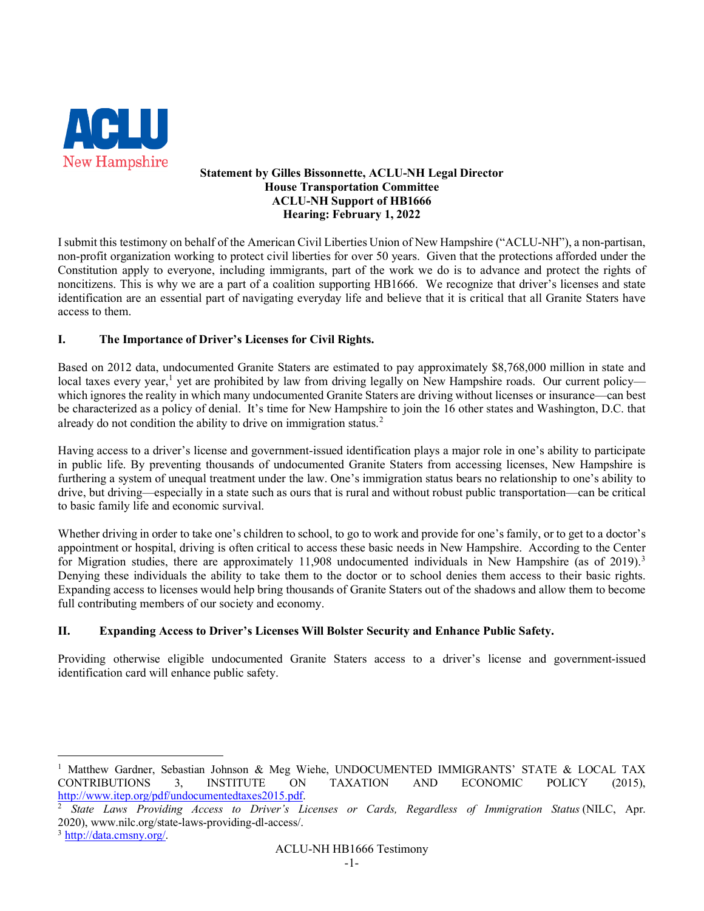ACLU New Hampshire

**Statement by Gilles Bissonnette, ACLU-NH Legal Director**
**House Transportation Committee**
**ACLU-NH Support of HB1666**
**Hearing: February 1, 2022**

I submit this testimony on behalf of the American Civil Liberties Union of New Hampshire ("ACLU-NH"), a non-partisan, non-profit organization working to protect civil liberties for over 50 years. Given that the protections afforded under the Constitution apply to everyone, including immigrants, part of the work we do is to advance and protect the rights of noncitizens. This is why we are a part of a coalition supporting HB1666. We recognize that driver's licenses and state identification are an essential part of navigating everyday life and believe that it is critical that all Granite Staters have access to them.

## I. The Importance of Driver's Licenses for Civil Rights.

Based on 2012 data, undocumented Granite Staters are estimated to pay approximately $8,768,000 million in state and local taxes every year,[1] yet are prohibited by law from driving legally on New Hampshire roads. Our current policy—which ignores the reality in which many undocumented Granite Staters are driving without licenses or insurance—can best be characterized as a policy of denial. It's time for New Hampshire to join the 16 other states and Washington, D.C. that already do not condition the ability to drive on immigration status.[2]

Having access to a driver's license and government-issued identification plays a major role in one's ability to participate in public life. By preventing thousands of undocumented Granite Staters from accessing licenses, New Hampshire is furthering a system of unequal treatment under the law. One's immigration status bears no relationship to one's ability to drive, but driving—especially in a state such as ours that is rural and without robust public transportation—can be critical to basic family life and economic survival.

Whether driving in order to take one's children to school, to go to work and provide for one's family, or to get to a doctor's appointment or hospital, driving is often critical to access these basic needs in New Hampshire. According to the Center for Migration studies, there are approximately 11,908 undocumented individuals in New Hampshire (as of 2019).[3] Denying these individuals the ability to take them to the doctor or to school denies them access to their basic rights. Expanding access to licenses would help bring thousands of Granite Staters out of the shadows and allow them to become full contributing members of our society and economy.

## II. Expanding Access to Driver's Licenses Will Bolster Security and Enhance Public Safety.

Providing otherwise eligible undocumented Granite Staters access to a driver's license and government-issued identification card will enhance public safety.

---

[1] Matthew Gardner, Sebastian Johnson & Meg Wiehe, UNDOCUMENTED IMMIGRANTS' STATE & LOCAL TAX CONTRIBUTIONS 3, INSTITUTE ON TAXATION AND ECONOMIC POLICY (2015), http://www.itep.org/pdf/undocumentedtaxes2015.pdf.

[2] *State Laws Providing Access to Driver's Licenses or Cards, Regardless of Immigration Status* (NILC, Apr. 2020), www.nilc.org/state-laws-providing-dl-access/.

[3] http://data.cmsny.org/.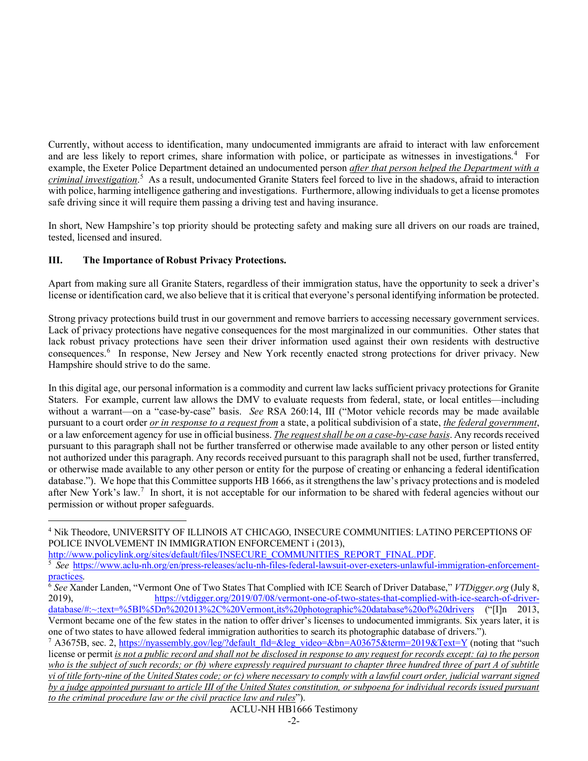Currently, without access to identification, many undocumented immigrants are afraid to interact with law enforcement and are less likely to report crimes, share information with police, or participate as witnesses in investigations.[4] For example, the Exeter Police Department detained an undocumented person *after that person helped the Department with a criminal investigation*.[5] As a result, undocumented Granite Staters feel forced to live in the shadows, afraid to interaction with police, harming intelligence gathering and investigations. Furthermore, allowing individuals to get a license promotes safe driving since it will require them passing a driving test and having insurance.

In short, New Hampshire's top priority should be protecting safety and making sure all drivers on our roads are trained, tested, licensed and insured.

### III. The Importance of Robust Privacy Protections.

Apart from making sure all Granite Staters, regardless of their immigration status, have the opportunity to seek a driver's license or identification card, we also believe that it is critical that everyone's personal identifying information be protected.

Strong privacy protections build trust in our government and remove barriers to accessing necessary government services. Lack of privacy protections have negative consequences for the most marginalized in our communities. Other states that lack robust privacy protections have seen their driver information used against their own residents with destructive consequences.[6] In response, New Jersey and New York recently enacted strong protections for driver privacy. New Hampshire should strive to do the same.

In this digital age, our personal information is a commodity and current law lacks sufficient privacy protections for Granite Staters. For example, current law allows the DMV to evaluate requests from federal, state, or local entitles—including without a warrant—on a "case-by-case" basis. *See* RSA 260:14, III ("Motor vehicle records may be made available pursuant to a court order *or in response to a request from* a state, a political subdivision of a state, *the federal government*, or a law enforcement agency for use in official business. *The request shall be on a case-by-case basis*. Any records received pursuant to this paragraph shall not be further transferred or otherwise made available to any other person or listed entity not authorized under this paragraph. Any records received pursuant to this paragraph shall not be used, further transferred, or otherwise made available to any other person or entity for the purpose of creating or enhancing a federal identification database."). We hope that this Committee supports HB 1666, as it strengthens the law's privacy protections and is modeled after New York's law.[7] In short, it is not acceptable for our information to be shared with federal agencies without our permission or without proper safeguards.

---

[4] Nik Theodore, UNIVERSITY OF ILLINOIS AT CHICAGO, INSECURE COMMUNITIES: LATINO PERCEPTIONS OF POLICE INVOLVEMENT IN IMMIGRATION ENFORCEMENT i (2013), http://www.policylink.org/sites/default/files/INSECURE_COMMUNITIES_REPORT_FINAL.PDF.

[5] *See* https://www.aclu-nh.org/en/press-releases/aclu-nh-files-federal-lawsuit-over-exeters-unlawful-immigration-enforcement-practices.

[6] *See* Xander Landen, "Vermont One of Two States That Complied with ICE Search of Driver Database," *VTDigger.org* (July 8, 2019), https://vtdigger.org/2019/07/08/vermont-one-of-two-states-that-complied-with-ice-search-of-driver-database/#:~:text=%5BI%5Dn%202013%2C%20Vermont,its%20photographic%20database%20of%20drivers ("[I]n 2013, Vermont became one of the few states in the nation to offer driver's licenses to undocumented immigrants. Six years later, it is one of two states to have allowed federal immigration authorities to search its photographic database of drivers.").

[7] A3675B, sec. 2, https://nyassembly.gov/leg/?default_fld=&leg_video=&bn=A03675&term=2019&Text=Y (noting that "such license or permit *is not a public record and shall not be disclosed in response to any request for records except: (a) to the person who is the subject of such records; or (b) where expressly required pursuant to chapter three hundred three of part A of subtitle vi of title forty-nine of the United States code; or (c) where necessary to comply with a lawful court order, judicial warrant signed by a judge appointed pursuant to article III of the United States constitution, or subpoena for individual records issued pursuant to the criminal procedure law or the civil practice law and rules*").